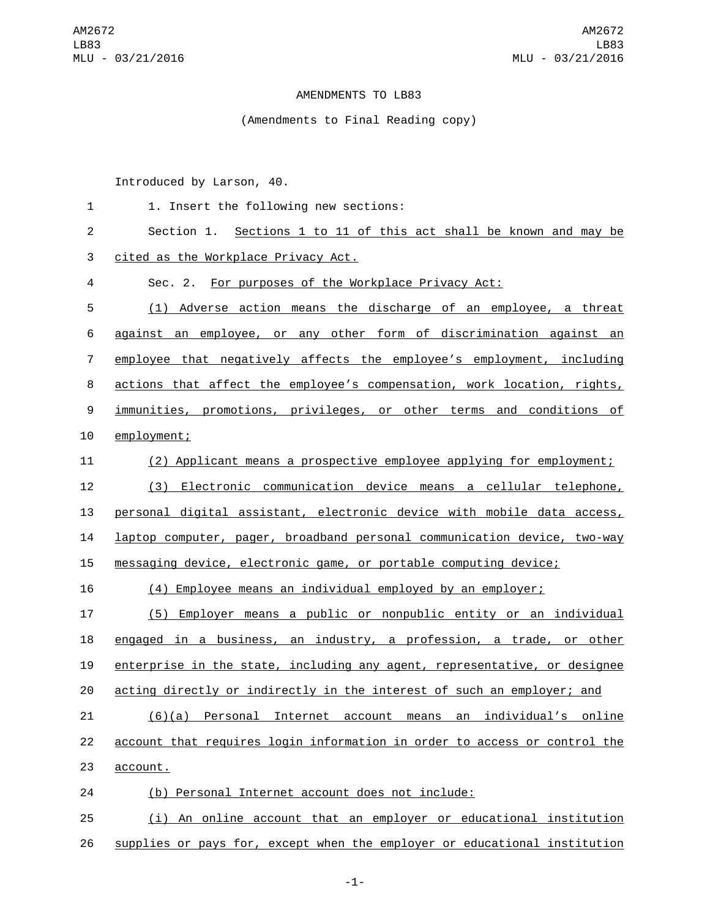# AMENDMENTS TO LB83

(Amendments to Final Reading copy)

Introduced by Larson, 40.

1. Insert the following new sections:

Section 1. Sections 1 to 11 of this act shall be known and may be cited as the Workplace Privacy Act.

Sec. 2. For purposes of the Workplace Privacy Act:

(1) Adverse action means the discharge of an employee, a threat against an employee, or any other form of discrimination against an employee that negatively affects the employee's employment, including actions that affect the employee's compensation, work location, rights, immunities, promotions, privileges, or other terms and conditions of employment;

(2) Applicant means a prospective employee applying for employment;

(3) Electronic communication device means a cellular telephone, personal digital assistant, electronic device with mobile data access, laptop computer, pager, broadband personal communication device, two-way messaging device, electronic game, or portable computing device;

(4) Employee means an individual employed by an employer;

(5) Employer means a public or nonpublic entity or an individual engaged in a business, an industry, a profession, a trade, or other enterprise in the state, including any agent, representative, or designee acting directly or indirectly in the interest of such an employer; and

(6)(a) Personal Internet account means an individual's online account that requires login information in order to access or control the account.

(b) Personal Internet account does not include:

(i) An online account that an employer or educational institution supplies or pays for, except when the employer or educational institution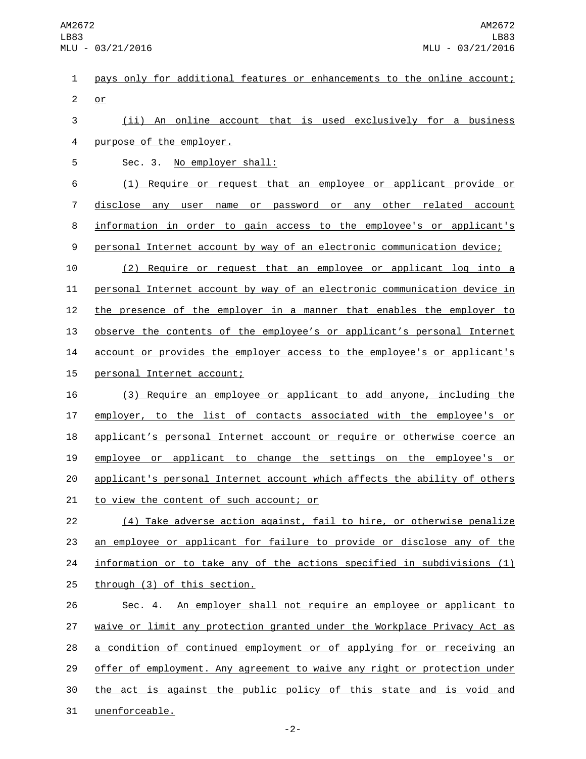pays only for additional features or enhancements to the online account; or

(ii) An online account that is used exclusively for a business purpose of the employer.

Sec. 3. No employer shall:

(1) Require or request that an employee or applicant provide or disclose any user name or password or any other related account information in order to gain access to the employee's or applicant's personal Internet account by way of an electronic communication device;

(2) Require or request that an employee or applicant log into a personal Internet account by way of an electronic communication device in the presence of the employer in a manner that enables the employer to observe the contents of the employee's or applicant's personal Internet account or provides the employer access to the employee's or applicant's personal Internet account;

(3) Require an employee or applicant to add anyone, including the employer, to the list of contacts associated with the employee's or applicant's personal Internet account or require or otherwise coerce an employee or applicant to change the settings on the employee's or applicant's personal Internet account which affects the ability of others to view the content of such account; or

(4) Take adverse action against, fail to hire, or otherwise penalize an employee or applicant for failure to provide or disclose any of the information or to take any of the actions specified in subdivisions (1) through (3) of this section.

Sec. 4. An employer shall not require an employee or applicant to waive or limit any protection granted under the Workplace Privacy Act as a condition of continued employment or of applying for or receiving an offer of employment. Any agreement to waive any right or protection under the act is against the public policy of this state and is void and unenforceable.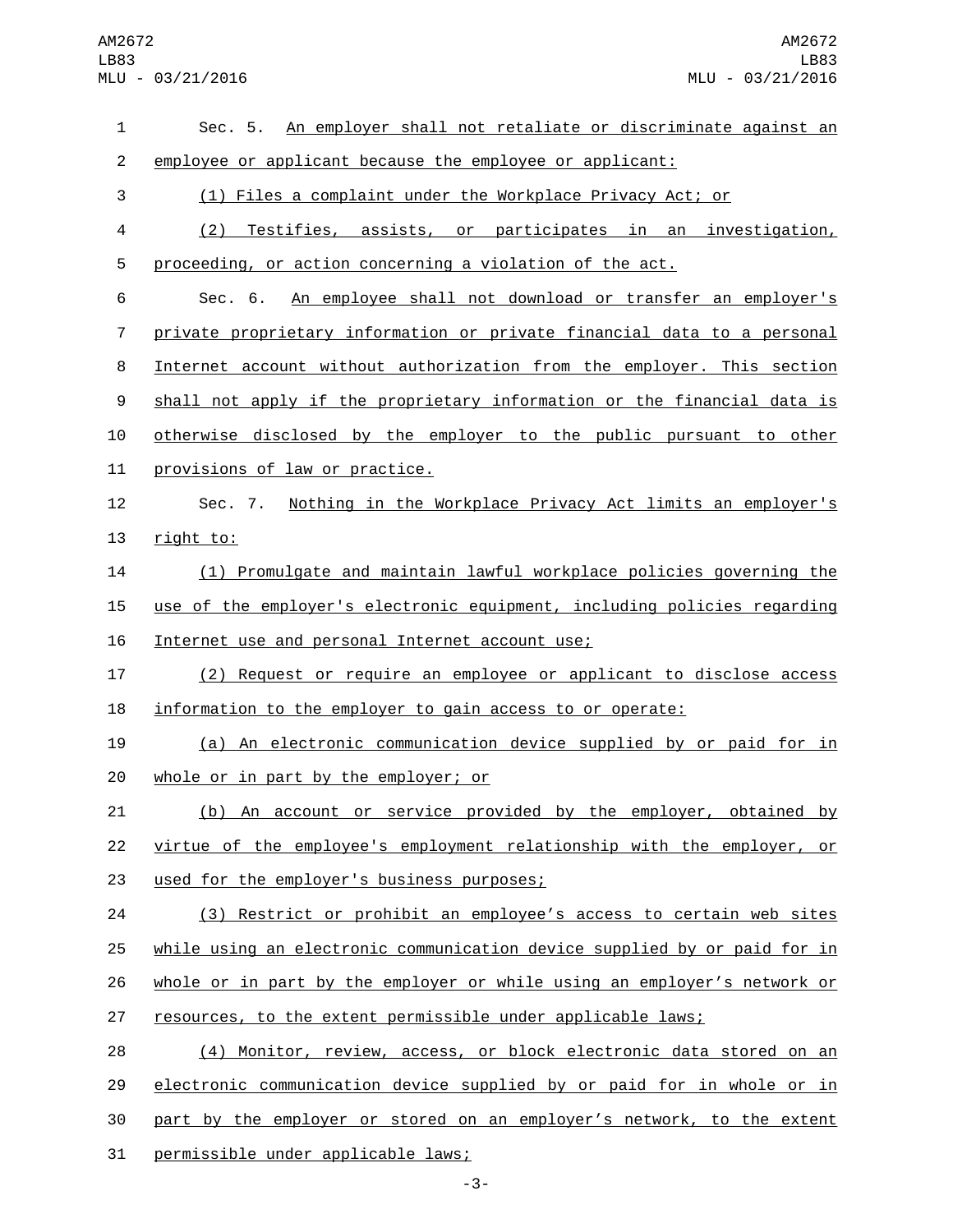Sec. 5. An employer shall not retaliate or discriminate against an employee or applicant because the employee or applicant:

(1) Files a complaint under the Workplace Privacy Act; or

(2) Testifies, assists, or participates in an investigation, proceeding, or action concerning a violation of the act.

Sec. 6. An employee shall not download or transfer an employer's private proprietary information or private financial data to a personal Internet account without authorization from the employer. This section shall not apply if the proprietary information or the financial data is otherwise disclosed by the employer to the public pursuant to other provisions of law or practice.

Sec. 7. Nothing in the Workplace Privacy Act limits an employer's right to:

(1) Promulgate and maintain lawful workplace policies governing the use of the employer's electronic equipment, including policies regarding Internet use and personal Internet account use;

(2) Request or require an employee or applicant to disclose access information to the employer to gain access to or operate:

(a) An electronic communication device supplied by or paid for in whole or in part by the employer; or

(b) An account or service provided by the employer, obtained by virtue of the employee's employment relationship with the employer, or used for the employer's business purposes;

(3) Restrict or prohibit an employee’s access to certain web sites while using an electronic communication device supplied by or paid for in whole or in part by the employer or while using an employer’s network or resources, to the extent permissible under applicable laws;

(4) Monitor, review, access, or block electronic data stored on an electronic communication device supplied by or paid for in whole or in part by the employer or stored on an employer’s network, to the extent permissible under applicable laws;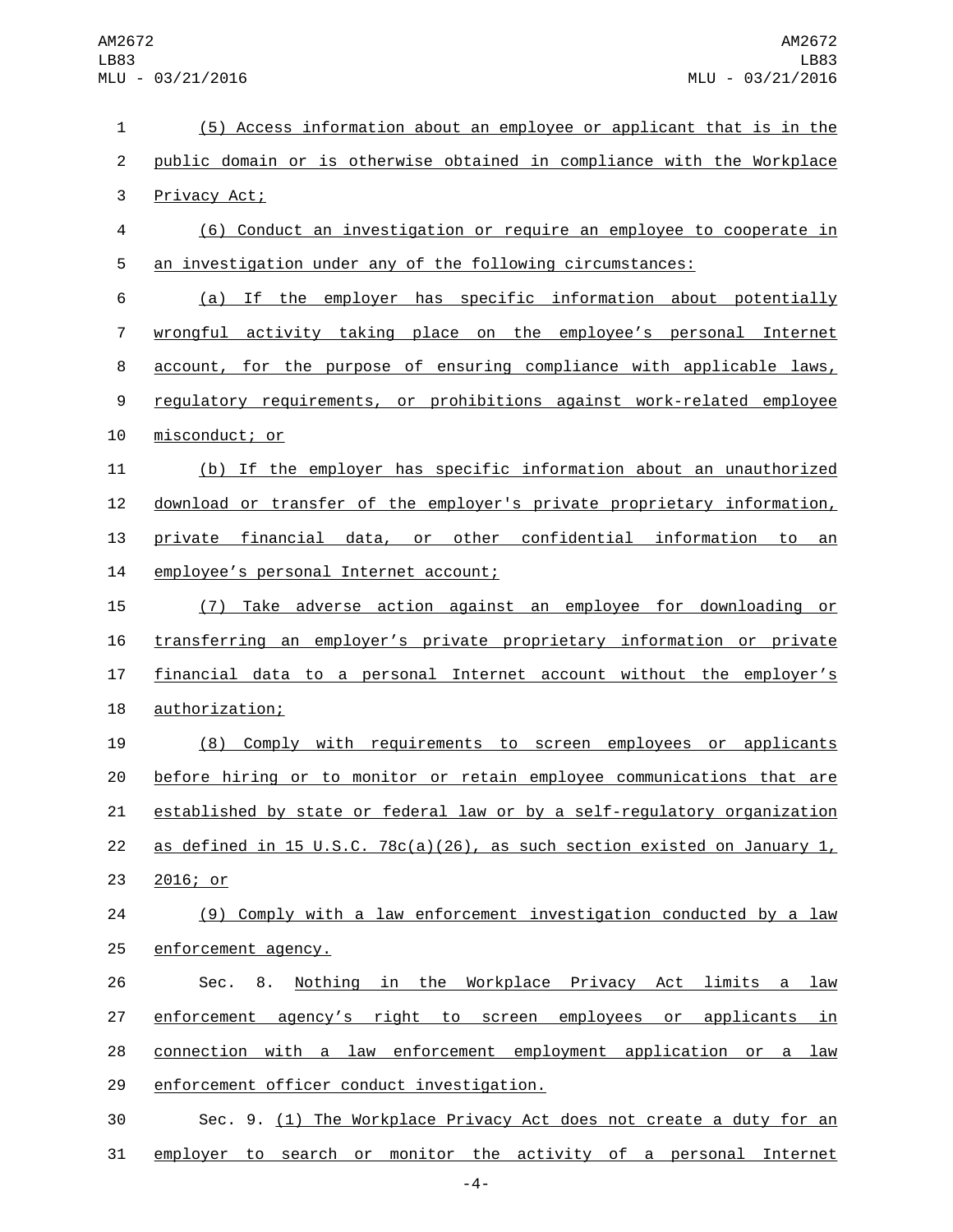(5) Access information about an employee or applicant that is in the public domain or is otherwise obtained in compliance with the Workplace Privacy Act;

(6) Conduct an investigation or require an employee to cooperate in an investigation under any of the following circumstances:

(a) If the employer has specific information about potentially wrongful activity taking place on the employee's personal Internet account, for the purpose of ensuring compliance with applicable laws, regulatory requirements, or prohibitions against work-related employee misconduct; or

(b) If the employer has specific information about an unauthorized download or transfer of the employer's private proprietary information, private financial data, or other confidential information to an employee's personal Internet account;

(7) Take adverse action against an employee for downloading or transferring an employer's private proprietary information or private financial data to a personal Internet account without the employer's authorization;

(8) Comply with requirements to screen employees or applicants before hiring or to monitor or retain employee communications that are established by state or federal law or by a self-regulatory organization as defined in 15 U.S.C. 78c(a)(26), as such section existed on January 1, 2016; or

(9) Comply with a law enforcement investigation conducted by a law enforcement agency.

Sec. 8. Nothing in the Workplace Privacy Act limits a law enforcement agency's right to screen employees or applicants in connection with a law enforcement employment application or a law enforcement officer conduct investigation.

Sec. 9. (1) The Workplace Privacy Act does not create a duty for an employer to search or monitor the activity of a personal Internet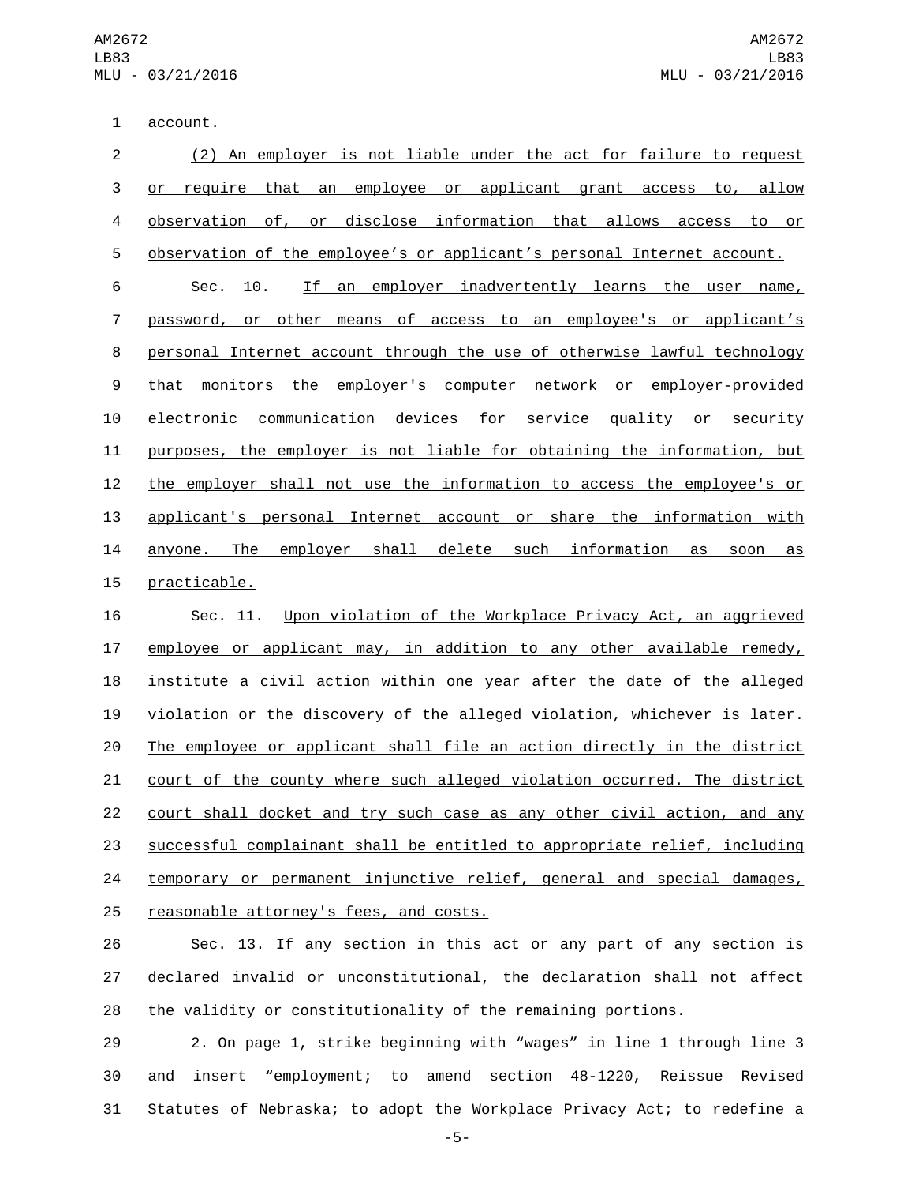account.

(2) An employer is not liable under the act for failure to request or require that an employee or applicant grant access to, allow observation of, or disclose information that allows access to or observation of the employee’s or applicant’s personal Internet account.

Sec. 10. If an employer inadvertently learns the user name, password, or other means of access to an employee's or applicant’s personal Internet account through the use of otherwise lawful technology that monitors the employer's computer network or employer-provided electronic communication devices for service quality or security purposes, the employer is not liable for obtaining the information, but the employer shall not use the information to access the employee's or applicant's personal Internet account or share the information with anyone. The employer shall delete such information as soon as practicable.

Sec. 11. Upon violation of the Workplace Privacy Act, an aggrieved employee or applicant may, in addition to any other available remedy, institute a civil action within one year after the date of the alleged violation or the discovery of the alleged violation, whichever is later. The employee or applicant shall file an action directly in the district court of the county where such alleged violation occurred. The district court shall docket and try such case as any other civil action, and any successful complainant shall be entitled to appropriate relief, including temporary or permanent injunctive relief, general and special damages, reasonable attorney's fees, and costs.

Sec. 13. If any section in this act or any part of any section is declared invalid or unconstitutional, the declaration shall not affect the validity or constitutionality of the remaining portions.

2. On page 1, strike beginning with “wages” in line 1 through line 3 and insert “employment; to amend section 48-1220, Reissue Revised Statutes of Nebraska; to adopt the Workplace Privacy Act; to redefine a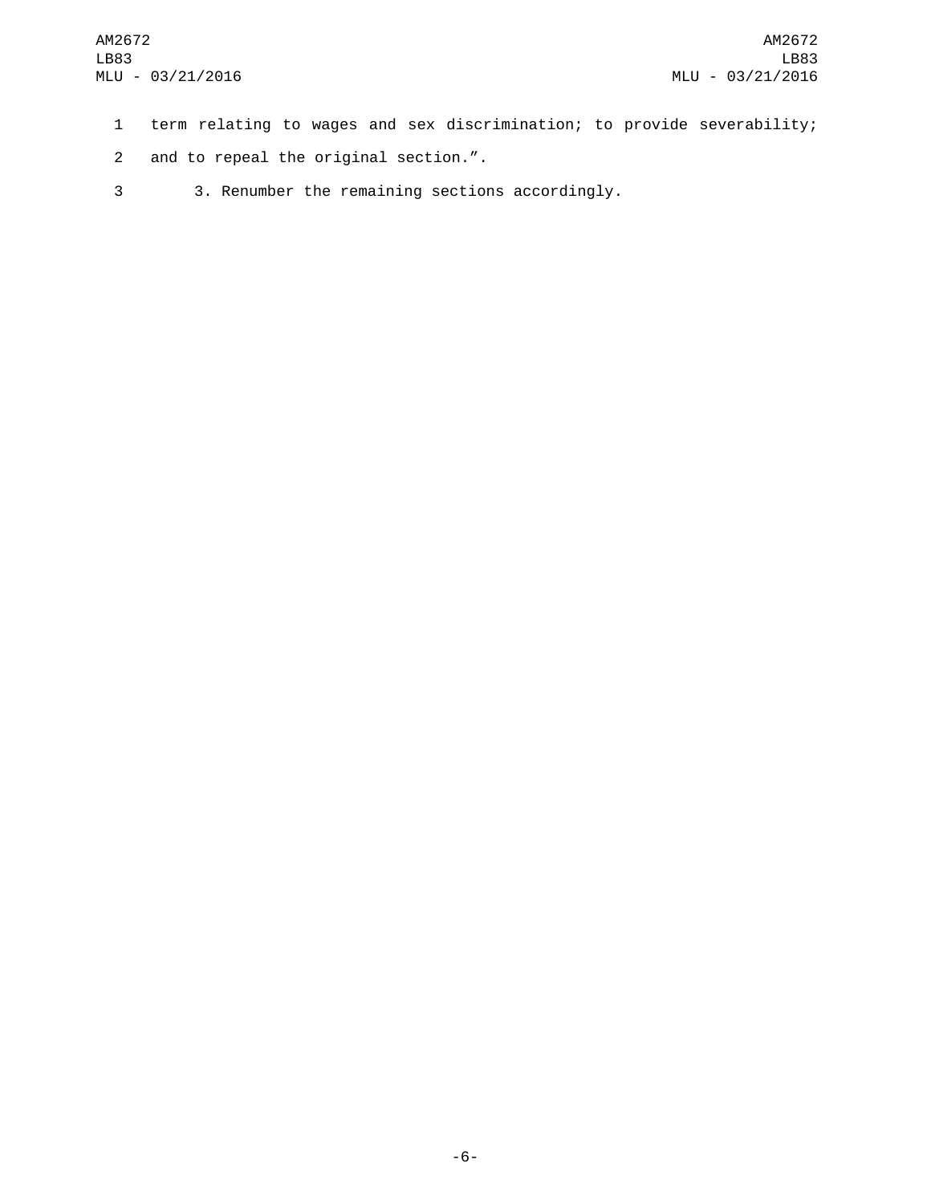term relating to wages and sex discrimination; to provide severability; and to repeal the original section.".

3. Renumber the remaining sections accordingly.